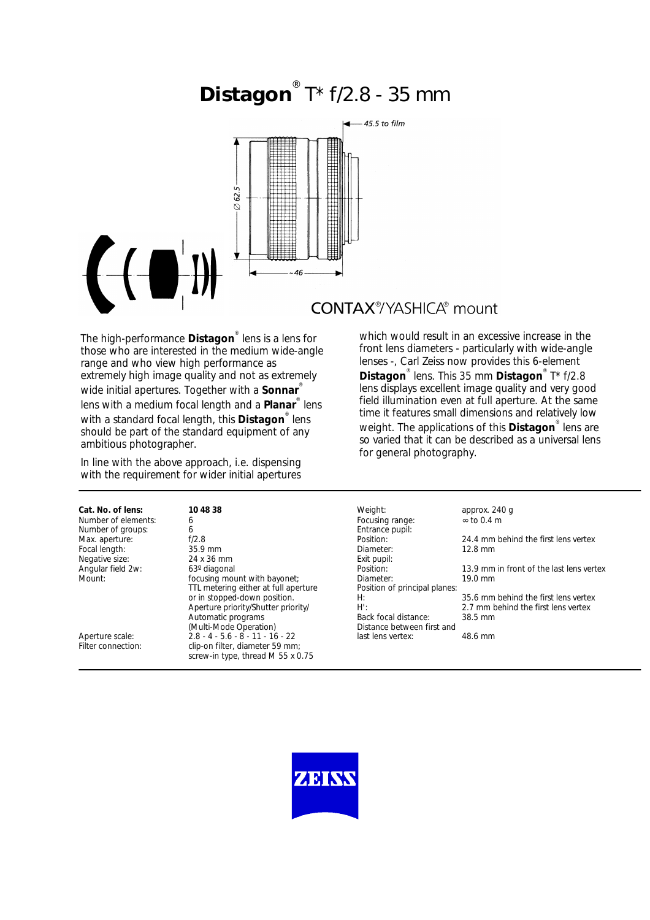# Distagon® T* f/2.8 - 35 mm

CONTAX®/YASHICA® mount

The high-performance **Distagon**® lens is a lens for those who are interested in the medium wide-angle range and who view high performance as extremely high image quality and not as extremely wide initial apertures. Together with a **Sonnar**® lens with a medium focal length and a **Planar**® lens with a standard focal length, this **Distagon**® lens should be part of the standard equipment of any ambitious photographer.

In line with the above approach, i.e. dispensing with the requirement for wider initial apertures which would result in an excessive increase in the front lens diameters - particularly with wide-angle lenses -, Carl Zeiss now provides this 6-element **Distagon**® lens. This 35 mm **Distagon**® T* f/2.8 lens displays excellent image quality and very good field illumination even at full aperture. At the same time it features small dimensions and relatively low weight. The applications of this **Distagon**® lens are so varied that it can be described as a universal lens for general photography.

| | |
|---|---|
| **Cat. No. of lens:** | **10 48 38** |
| Number of elements: | 6 |
| Number of groups: | 6 |
| Max. aperture: | f/2.8 |
| Focal length: | 35.9 mm |
| Negative size: | 24 x 36 mm |
| Angular field 2w: | 63º diagonal |
| Mount: | focusing mount with bayonet; TTL metering either at full aperture or in stopped-down position. Aperture priority/Shutter priority/ Automatic programs (Multi-Mode Operation) |
| Aperture scale: | 2.8 - 4 - 5.6 - 8 - 11 - 16 - 22 |
| Filter connection: | clip-on filter, diameter 59 mm; screw-in type, thread M 55 x 0.75 |

| | |
|---|---|
| Weight: | approx. 240 g |
| Focusing range: | ∞ to 0.4 m |
| Entrance pupil: | |
| Position: | 24.4 mm behind the first lens vertex |
| Diameter: | 12.8 mm |
| Exit pupil: | |
| Position: | 13.9 mm in front of the last lens vertex |
| Diameter: | 19.0 mm |
| Position of principal planes: | |
| H: | 35.6 mm behind the first lens vertex |
| H': | 2.7 mm behind the first lens vertex |
| Back focal distance: | 38.5 mm |
| Distance between first and last lens vertex: | 48.6 mm |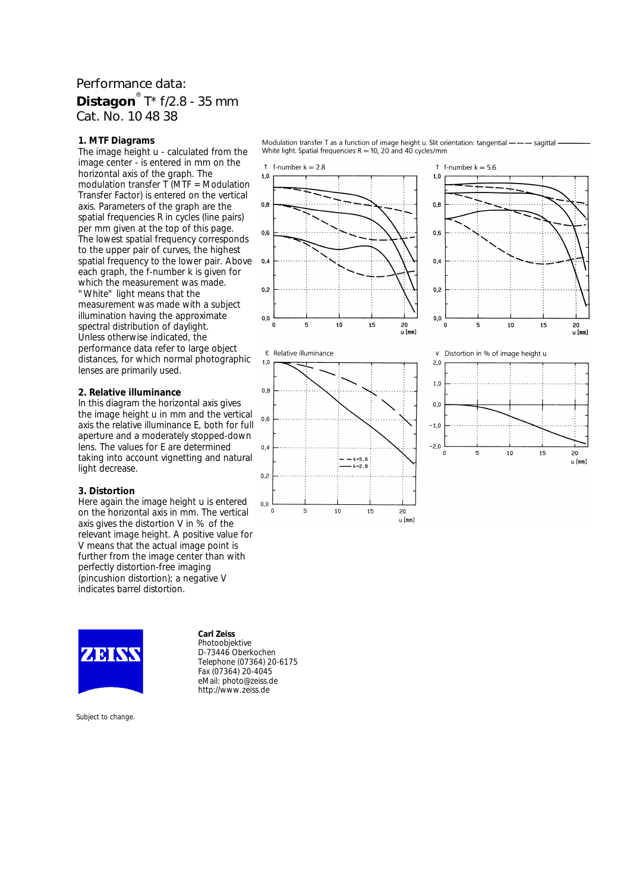Performance data:

# **Distagon**® T* f/2.8 - 35 mm

Cat. No. 10 48 38

## 1. MTF Diagrams

The image height u - calculated from the image center - is entered in mm on the horizontal axis of the graph. The modulation transfer T (MTF = Modulation Transfer Factor) is entered on the vertical axis. Parameters of the graph are the spatial frequencies R in cycles (line pairs) per mm given at the top of this page. The lowest spatial frequency corresponds to the upper pair of curves, the highest spatial frequency to the lower pair. Above each graph, the f-number k is given for which the measurement was made. "White" light means that the measurement was made with a subject illumination having the approximate spectral distribution of daylight.
Unless otherwise indicated, the performance data refer to large object distances, for which normal photographic lenses are primarily used.

## 2. Relative illuminance

In this diagram the horizontal axis gives the image height u in mm and the vertical axis the relative illuminance E, both for full aperture and a moderately stopped-down lens. The values for E are determined taking into account vignetting and natural light decrease.

## 3. Distortion

Here again the image height u is entered on the horizontal axis in mm. The vertical axis gives the distortion V in % of the relevant image height. A positive value for V means that the actual image point is further from the image center than with perfectly distortion-free imaging (pincushion distortion); a negative V indicates barrel distortion.

Modulation transfer T as a function of image height u. Slit orientation: tangential — — — sagittal ———
White light. Spatial frequencies R = 10, 20 and 40 cycles/mm

T f-number k = 2.8
1,0
0,8
0,6
0,4
0,2
0,0
0 5 10 15 20
u [mm]

T f-number k = 5.6
1,0
0,8
0,6
0,4
0,2
0,0
0 5 10 15 20
u [mm]

E Relative illuminance
1,0
0,8
0,6
0,4
0,2
0,0
0 5 10 15 20
u [mm]
k=5.6
k=2.8

V Distortion in % of image height u
2,0
1,0
0,0
−1,0
−2,0
0 5 10 15 20
u [mm]

ZEISS

**Carl Zeiss**
Photoobjektive
D-73446 Oberkochen
Telephone (07364) 20-6175
Fax (07364) 20-4045
eMail: photo@zeiss.de
http://www.zeiss.de

Subject to change.